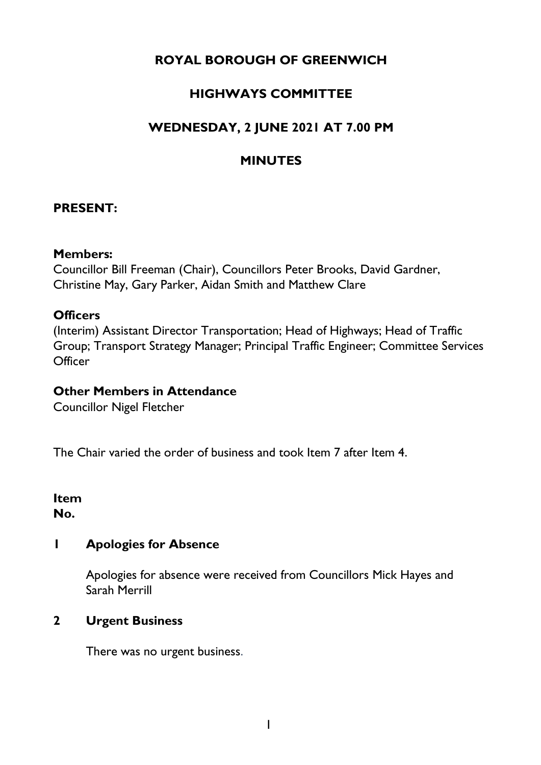# ROYAL BOROUGH OF GREENWICH

## HIGHWAYS COMMITTEE

## WEDNESDAY, 2 JUNE 2021 AT 7.00 PM

## MINUTES

**PRESENT:**

**Members:**
Councillor Bill Freeman (Chair), Councillors Peter Brooks, David Gardner, Christine May, Gary Parker, Aidan Smith and Matthew Clare

**Officers**
(Interim) Assistant Director Transportation; Head of Highways; Head of Traffic Group; Transport Strategy Manager; Principal Traffic Engineer; Committee Services Officer

**Other Members in Attendance**
Councillor Nigel Fletcher

The Chair varied the order of business and took Item 7 after Item 4.

**Item No.**

**1 Apologies for Absence**

Apologies for absence were received from Councillors Mick Hayes and Sarah Merrill

**2 Urgent Business**

There was no urgent business.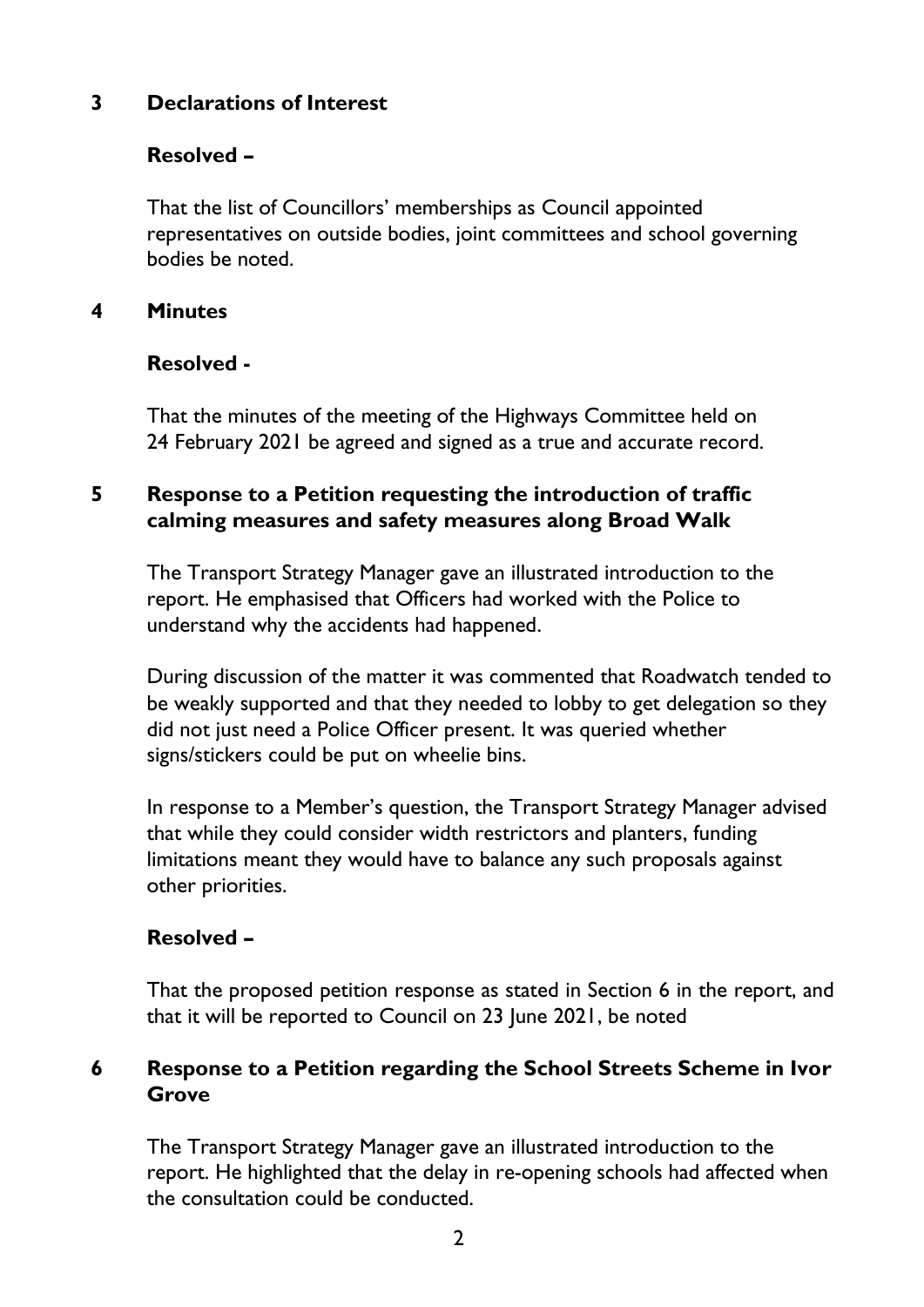## 3 Declarations of Interest

**Resolved –**

That the list of Councillors' memberships as Council appointed representatives on outside bodies, joint committees and school governing bodies be noted.

## 4 Minutes

**Resolved -**

That the minutes of the meeting of the Highways Committee held on 24 February 2021 be agreed and signed as a true and accurate record.

## 5 Response to a Petition requesting the introduction of traffic calming measures and safety measures along Broad Walk

The Transport Strategy Manager gave an illustrated introduction to the report. He emphasised that Officers had worked with the Police to understand why the accidents had happened.

During discussion of the matter it was commented that Roadwatch tended to be weakly supported and that they needed to lobby to get delegation so they did not just need a Police Officer present. It was queried whether signs/stickers could be put on wheelie bins.

In response to a Member's question, the Transport Strategy Manager advised that while they could consider width restrictors and planters, funding limitations meant they would have to balance any such proposals against other priorities.

**Resolved –**

That the proposed petition response as stated in Section 6 in the report, and that it will be reported to Council on 23 June 2021, be noted

## 6 Response to a Petition regarding the School Streets Scheme in Ivor Grove

The Transport Strategy Manager gave an illustrated introduction to the report. He highlighted that the delay in re-opening schools had affected when the consultation could be conducted.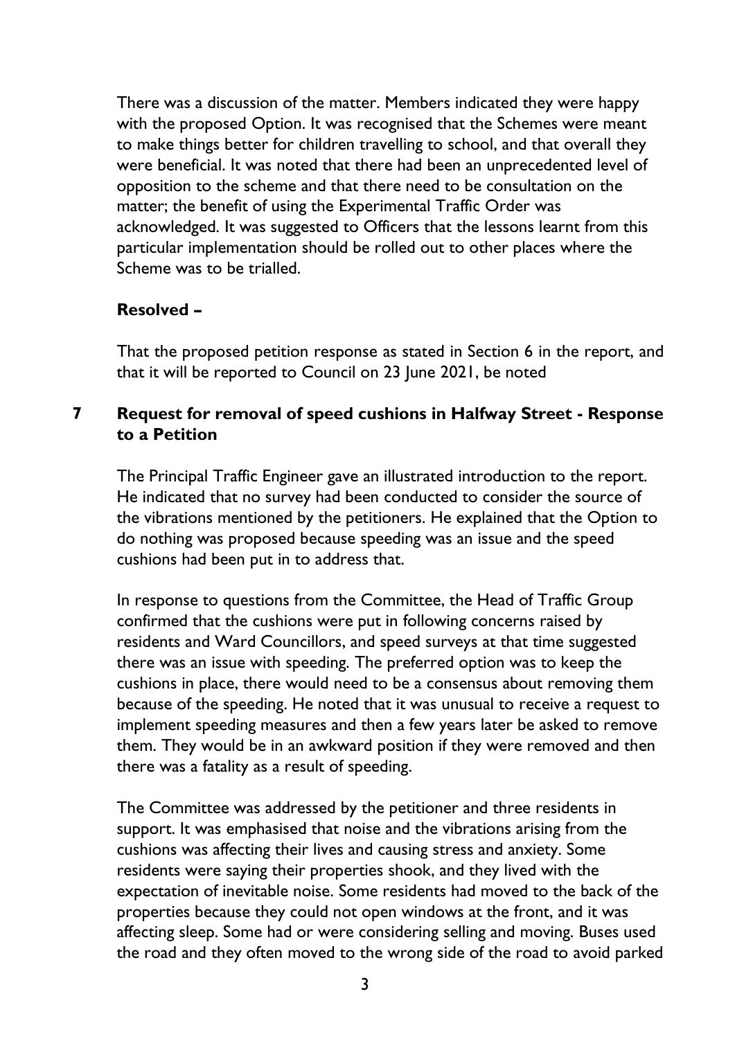There was a discussion of the matter. Members indicated they were happy with the proposed Option. It was recognised that the Schemes were meant to make things better for children travelling to school, and that overall they were beneficial. It was noted that there had been an unprecedented level of opposition to the scheme and that there need to be consultation on the matter; the benefit of using the Experimental Traffic Order was acknowledged. It was suggested to Officers that the lessons learnt from this particular implementation should be rolled out to other places where the Scheme was to be trialled.

**Resolved –**

That the proposed petition response as stated in Section 6 in the report, and that it will be reported to Council on 23 June 2021, be noted

## 7 Request for removal of speed cushions in Halfway Street - Response to a Petition

The Principal Traffic Engineer gave an illustrated introduction to the report. He indicated that no survey had been conducted to consider the source of the vibrations mentioned by the petitioners. He explained that the Option to do nothing was proposed because speeding was an issue and the speed cushions had been put in to address that.

In response to questions from the Committee, the Head of Traffic Group confirmed that the cushions were put in following concerns raised by residents and Ward Councillors, and speed surveys at that time suggested there was an issue with speeding. The preferred option was to keep the cushions in place, there would need to be a consensus about removing them because of the speeding. He noted that it was unusual to receive a request to implement speeding measures and then a few years later be asked to remove them. They would be in an awkward position if they were removed and then there was a fatality as a result of speeding.

The Committee was addressed by the petitioner and three residents in support. It was emphasised that noise and the vibrations arising from the cushions was affecting their lives and causing stress and anxiety. Some residents were saying their properties shook, and they lived with the expectation of inevitable noise. Some residents had moved to the back of the properties because they could not open windows at the front, and it was affecting sleep. Some had or were considering selling and moving. Buses used the road and they often moved to the wrong side of the road to avoid parked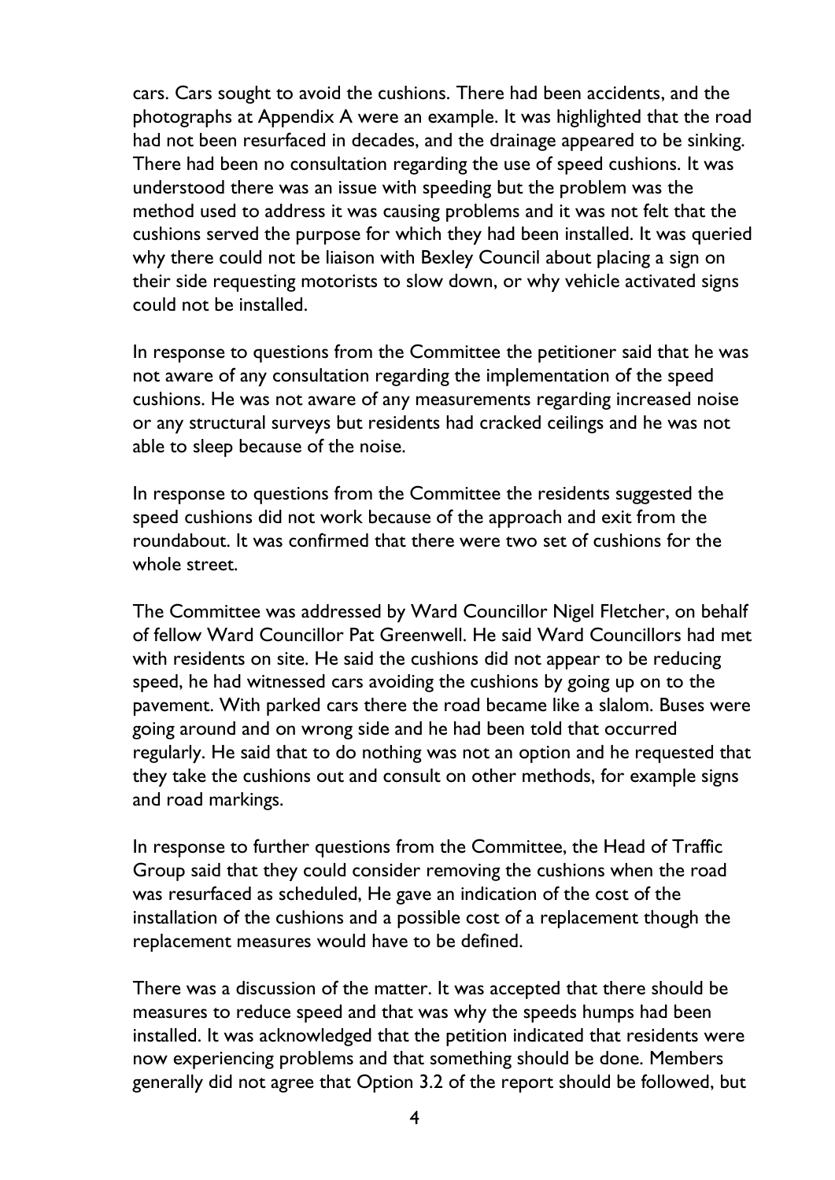cars. Cars sought to avoid the cushions. There had been accidents, and the photographs at Appendix A were an example. It was highlighted that the road had not been resurfaced in decades, and the drainage appeared to be sinking. There had been no consultation regarding the use of speed cushions. It was understood there was an issue with speeding but the problem was the method used to address it was causing problems and it was not felt that the cushions served the purpose for which they had been installed. It was queried why there could not be liaison with Bexley Council about placing a sign on their side requesting motorists to slow down, or why vehicle activated signs could not be installed.

In response to questions from the Committee the petitioner said that he was not aware of any consultation regarding the implementation of the speed cushions. He was not aware of any measurements regarding increased noise or any structural surveys but residents had cracked ceilings and he was not able to sleep because of the noise.

In response to questions from the Committee the residents suggested the speed cushions did not work because of the approach and exit from the roundabout. It was confirmed that there were two set of cushions for the whole street.

The Committee was addressed by Ward Councillor Nigel Fletcher, on behalf of fellow Ward Councillor Pat Greenwell. He said Ward Councillors had met with residents on site. He said the cushions did not appear to be reducing speed, he had witnessed cars avoiding the cushions by going up on to the pavement. With parked cars there the road became like a slalom. Buses were going around and on wrong side and he had been told that occurred regularly. He said that to do nothing was not an option and he requested that they take the cushions out and consult on other methods, for example signs and road markings.

In response to further questions from the Committee, the Head of Traffic Group said that they could consider removing the cushions when the road was resurfaced as scheduled, He gave an indication of the cost of the installation of the cushions and a possible cost of a replacement though the replacement measures would have to be defined.

There was a discussion of the matter. It was accepted that there should be measures to reduce speed and that was why the speeds humps had been installed. It was acknowledged that the petition indicated that residents were now experiencing problems and that something should be done. Members generally did not agree that Option 3.2 of the report should be followed, but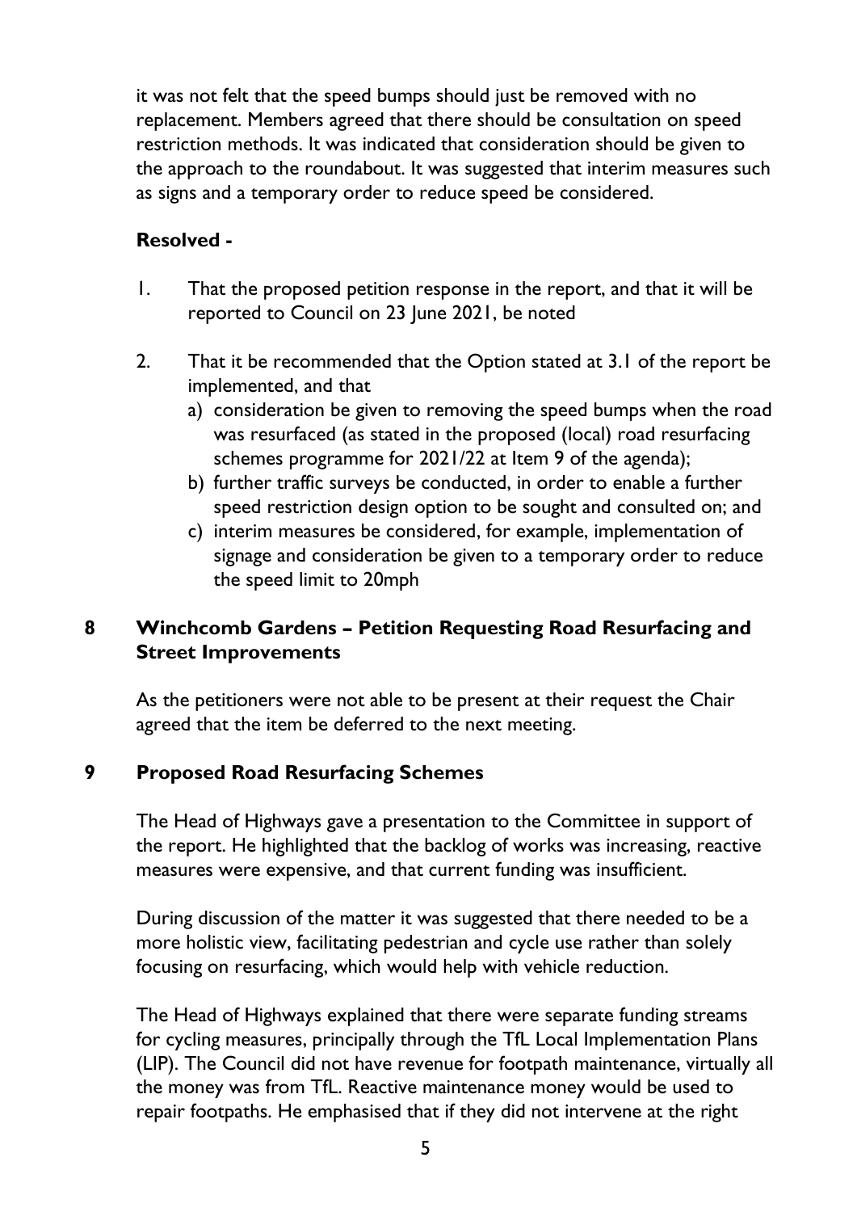it was not felt that the speed bumps should just be removed with no replacement. Members agreed that there should be consultation on speed restriction methods. It was indicated that consideration should be given to the approach to the roundabout. It was suggested that interim measures such as signs and a temporary order to reduce speed be considered.

**Resolved -**

1. That the proposed petition response in the report, and that it will be reported to Council on 23 June 2021, be noted

2. That it be recommended that the Option stated at 3.1 of the report be implemented, and that
   a) consideration be given to removing the speed bumps when the road was resurfaced (as stated in the proposed (local) road resurfacing schemes programme for 2021/22 at Item 9 of the agenda);
   b) further traffic surveys be conducted, in order to enable a further speed restriction design option to be sought and consulted on; and
   c) interim measures be considered, for example, implementation of signage and consideration be given to a temporary order to reduce the speed limit to 20mph

## 8 Winchcomb Gardens – Petition Requesting Road Resurfacing and Street Improvements

As the petitioners were not able to be present at their request the Chair agreed that the item be deferred to the next meeting.

## 9 Proposed Road Resurfacing Schemes

The Head of Highways gave a presentation to the Committee in support of the report. He highlighted that the backlog of works was increasing, reactive measures were expensive, and that current funding was insufficient.

During discussion of the matter it was suggested that there needed to be a more holistic view, facilitating pedestrian and cycle use rather than solely focusing on resurfacing, which would help with vehicle reduction.

The Head of Highways explained that there were separate funding streams for cycling measures, principally through the TfL Local Implementation Plans (LIP). The Council did not have revenue for footpath maintenance, virtually all the money was from TfL. Reactive maintenance money would be used to repair footpaths. He emphasised that if they did not intervene at the right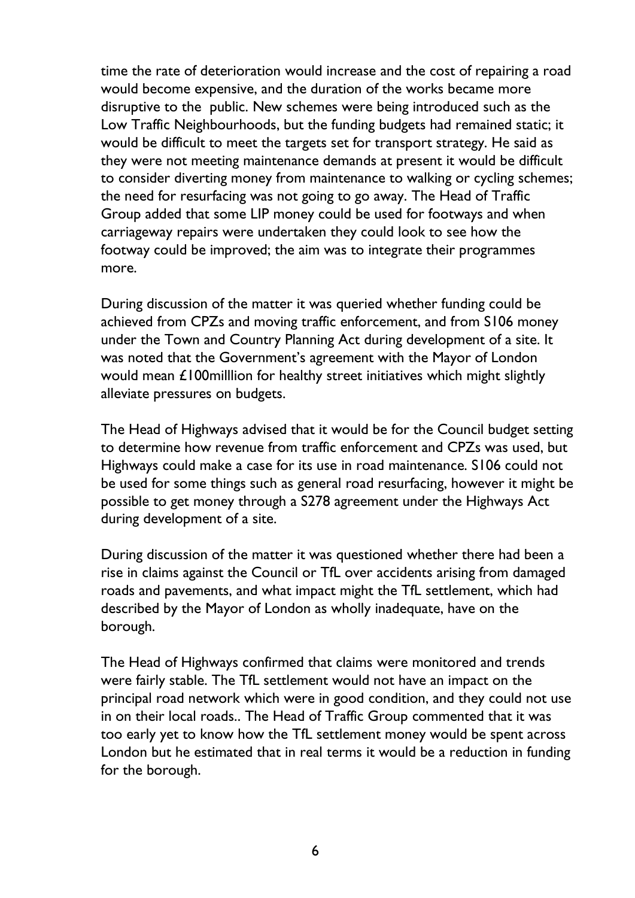time the rate of deterioration would increase and the cost of repairing a road would become expensive, and the duration of the works became more disruptive to the public. New schemes were being introduced such as the Low Traffic Neighbourhoods, but the funding budgets had remained static; it would be difficult to meet the targets set for transport strategy. He said as they were not meeting maintenance demands at present it would be difficult to consider diverting money from maintenance to walking or cycling schemes; the need for resurfacing was not going to go away. The Head of Traffic Group added that some LIP money could be used for footways and when carriageway repairs were undertaken they could look to see how the footway could be improved; the aim was to integrate their programmes more.

During discussion of the matter it was queried whether funding could be achieved from CPZs and moving traffic enforcement, and from S106 money under the Town and Country Planning Act during development of a site. It was noted that the Government's agreement with the Mayor of London would mean £100milllion for healthy street initiatives which might slightly alleviate pressures on budgets.

The Head of Highways advised that it would be for the Council budget setting to determine how revenue from traffic enforcement and CPZs was used, but Highways could make a case for its use in road maintenance. S106 could not be used for some things such as general road resurfacing, however it might be possible to get money through a S278 agreement under the Highways Act during development of a site.

During discussion of the matter it was questioned whether there had been a rise in claims against the Council or TfL over accidents arising from damaged roads and pavements, and what impact might the TfL settlement, which had described by the Mayor of London as wholly inadequate, have on the borough.

The Head of Highways confirmed that claims were monitored and trends were fairly stable. The TfL settlement would not have an impact on the principal road network which were in good condition, and they could not use in on their local roads.. The Head of Traffic Group commented that it was too early yet to know how the TfL settlement money would be spent across London but he estimated that in real terms it would be a reduction in funding for the borough.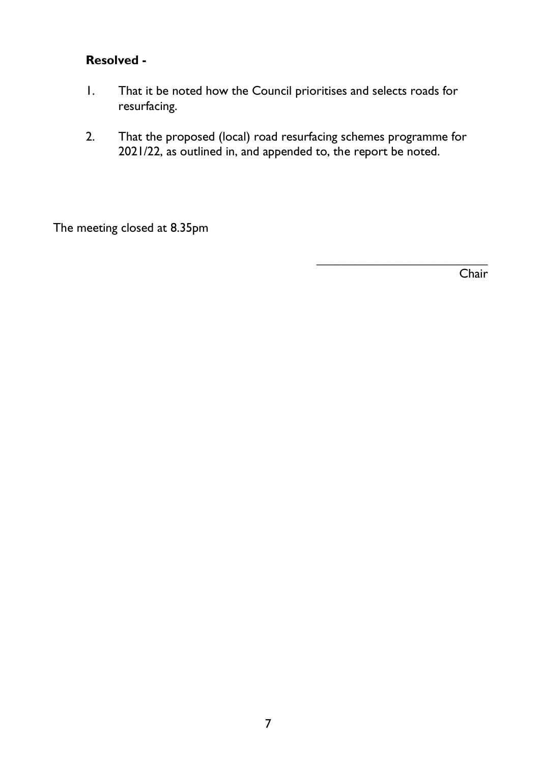**Resolved -**

1. That it be noted how the Council prioritises and selects roads for resurfacing.

2. That the proposed (local) road resurfacing schemes programme for 2021/22, as outlined in, and appended to, the report be noted.

The meeting closed at 8.35pm

\_\_\_\_\_\_\_\_\_\_\_\_\_\_\_\_\_\_\_\_\_\_\_\_\_\_\_

Chair